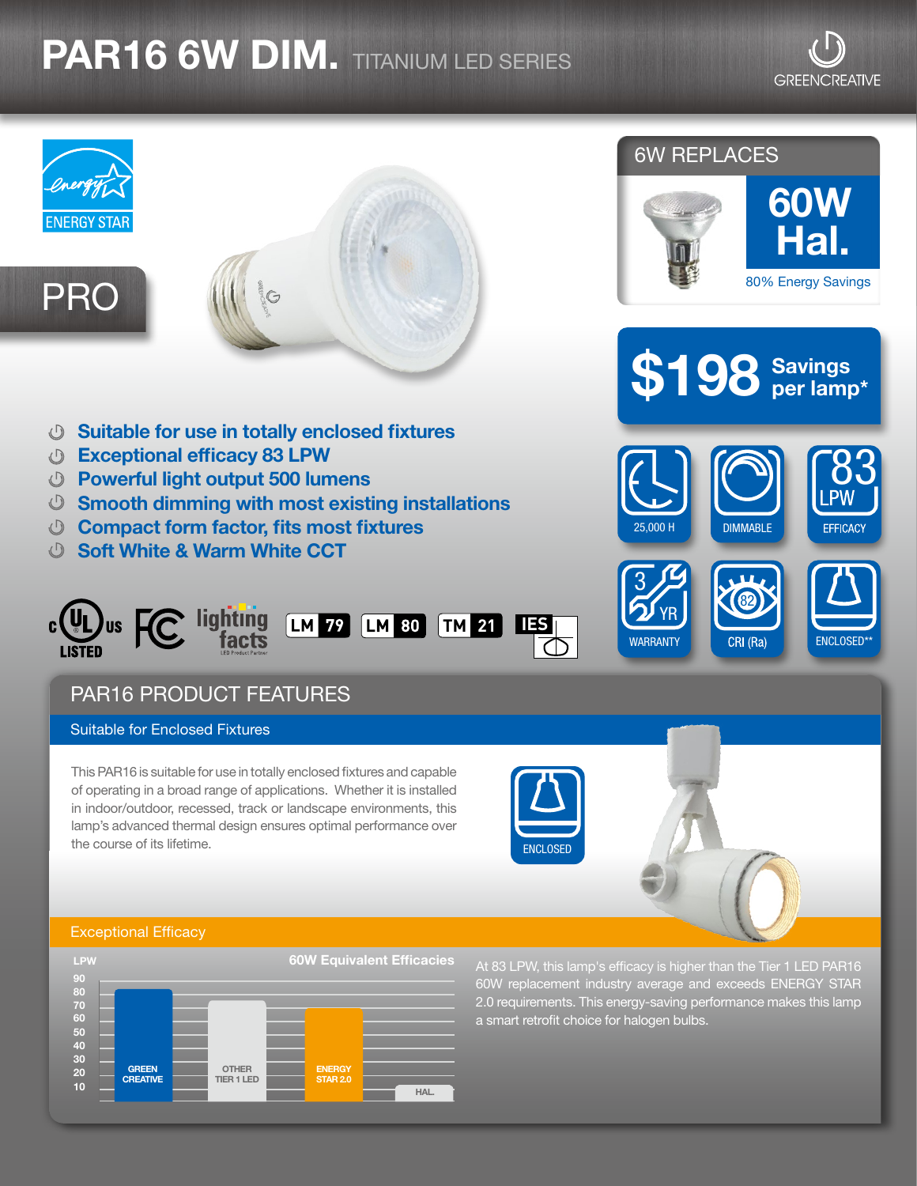# PAR16 6W DIM. TITANIUM LED SERIES

GREENCREATIVE

ENERGY STAR

PRO

## 6W REPLACES

**60W Hal.**

80% Energy Savings

**$198** Savings per lamp*

- Suitable for use in totally enclosed fixtures
- Exceptional efficacy 83 LPW
- Powerful light output 500 lumens
- Smooth dimming with most existing installations
- Compact form factor, fits most fixtures
- Soft White & Warm White CCT

25,000 H | DIMMABLE | 83 LPW EFFICACY
3 YR WARRANTY | 82 CRI (Ra) | ENCLOSED**

c UL us LISTED | FC | lighting facts LED Product Partner | LM 79 | LM 80 | TM 21 | IES

## PAR16 PRODUCT FEATURES

### Suitable for Enclosed Fixtures

This PAR16 is suitable for use in totally enclosed fixtures and capable of operating in a broad range of applications. Whether it is installed in indoor/outdoor, recessed, track or landscape environments, this lamp's advanced thermal design ensures optimal performance over the course of its lifetime.

ENCLOSED

### Exceptional Efficacy

**60W Equivalent Efficacies**

| LPW | |
|---|---|
| GREEN CREATIVE | ~83 |
| OTHER TIER 1 LED | ~75 |
| ENERGY STAR 2.0 | ~70 |
| HAL. | ~12 |

At 83 LPW, this lamp's efficacy is higher than the Tier 1 LED PAR16 60W replacement industry average and exceeds ENERGY STAR 2.0 requirements. This energy-saving performance makes this lamp a smart retrofit choice for halogen bulbs.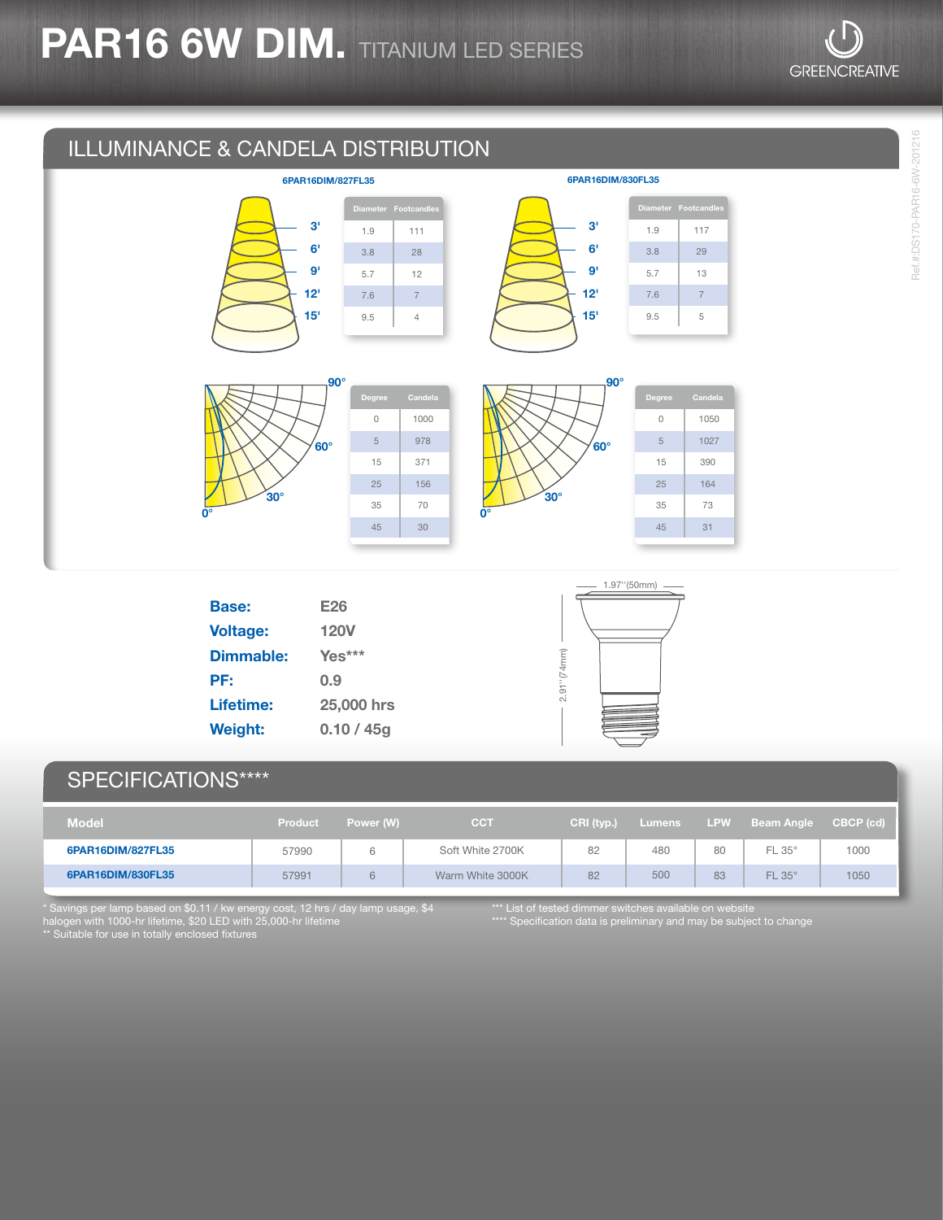# PAR16 6W DIM. TITANIUM LED SERIES

GREENCREATIVE

Ref.#:DS170-PAR16-6W-201216

## ILLUMINANCE & CANDELA DISTRIBUTION

### 6PAR16DIM/827FL35

3'
6'
9'
12'
15'

| Diameter | Footcandles |
|---|---|
| 1.9 | 111 |
| 3.8 | 28 |
| 5.7 | 12 |
| 7.6 | 7 |
| 9.5 | 4 |

90°
60°
30°
0°

| Degree | Candela |
|---|---|
| 0 | 1000 |
| 5 | 978 |
| 15 | 371 |
| 25 | 156 |
| 35 | 70 |
| 45 | 30 |

### 6PAR16DIM/830FL35

3'
6'
9'
12'
15'

| Diameter | Footcandles |
|---|---|
| 1.9 | 117 |
| 3.8 | 29 |
| 5.7 | 13 |
| 7.6 | 7 |
| 9.5 | 5 |

90°
60°
30°
0°

| Degree | Candela |
|---|---|
| 0 | 1050 |
| 5 | 1027 |
| 15 | 390 |
| 25 | 164 |
| 35 | 73 |
| 45 | 31 |

**Base:** E26
**Voltage:** 120V
**Dimmable:** Yes***
**PF:** 0.9
**Lifetime:** 25,000 hrs
**Weight:** 0.10 / 45g

1.97''(50mm)
2.91''(74mm)

## SPECIFICATIONS****

| Model | Product | Power (W) | CCT | CRI (typ.) | Lumens | LPW | Beam Angle | CBCP (cd) |
|---|---|---|---|---|---|---|---|---|
| 6PAR16DIM/827FL35 | 57990 | 6 | Soft White 2700K | 82 | 480 | 80 | FL 35° | 1000 |
| 6PAR16DIM/830FL35 | 57991 | 6 | Warm White 3000K | 82 | 500 | 83 | FL 35° | 1050 |

* Savings per lamp based on $0.11 / kw energy cost, 12 hrs / day lamp usage, $4 halogen with 1000-hr lifetime, $20 LED with 25,000-hr lifetime
** Suitable for use in totally enclosed fixtures
*** List of tested dimmer switches available on website
**** Specification data is preliminary and may be subject to change